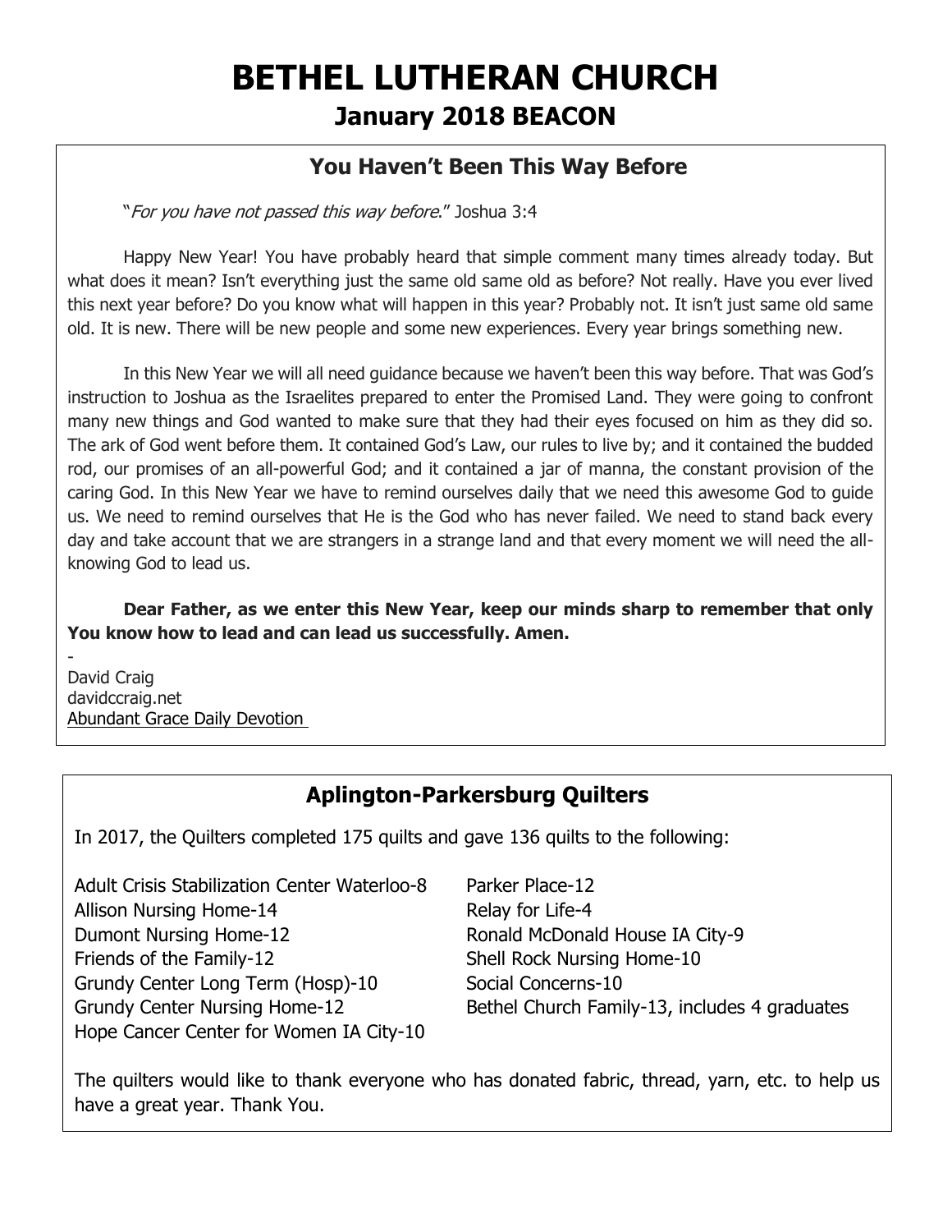# BETHEL LUTHERAN CHURCH

## January 2018 BEACON

### You Haven't Been This Way Before

"*For you have not passed this way before*." Joshua 3:4

Happy New Year! You have probably heard that simple comment many times already today. But what does it mean? Isn't everything just the same old same old as before? Not really. Have you ever lived this next year before? Do you know what will happen in this year? Probably not. It isn't just same old same old. It is new. There will be new people and some new experiences. Every year brings something new.

In this New Year we will all need guidance because we haven't been this way before. That was God's instruction to Joshua as the Israelites prepared to enter the Promised Land. They were going to confront many new things and God wanted to make sure that they had their eyes focused on him as they did so. The ark of God went before them. It contained God's Law, our rules to live by; and it contained the budded rod, our promises of an all-powerful God; and it contained a jar of manna, the constant provision of the caring God. In this New Year we have to remind ourselves daily that we need this awesome God to guide us. We need to remind ourselves that He is the God who has never failed. We need to stand back every day and take account that we are strangers in a strange land and that every moment we will need the all-knowing God to lead us.

**Dear Father, as we enter this New Year, keep our minds sharp to remember that only You know how to lead and can lead us successfully. Amen.**

-
David Craig
davidccraig.net
Abundant Grace Daily Devotion

### Aplington-Parkersburg Quilters

In 2017, the Quilters completed 175 quilts and gave 136 quilts to the following:

Adult Crisis Stabilization Center Waterloo-8
Allison Nursing Home-14
Dumont Nursing Home-12
Friends of the Family-12
Grundy Center Long Term (Hosp)-10
Grundy Center Nursing Home-12
Hope Cancer Center for Women IA City-10
Parker Place-12
Relay for Life-4
Ronald McDonald House IA City-9
Shell Rock Nursing Home-10
Social Concerns-10
Bethel Church Family-13, includes 4 graduates

The quilters would like to thank everyone who has donated fabric, thread, yarn, etc. to help us have a great year. Thank You.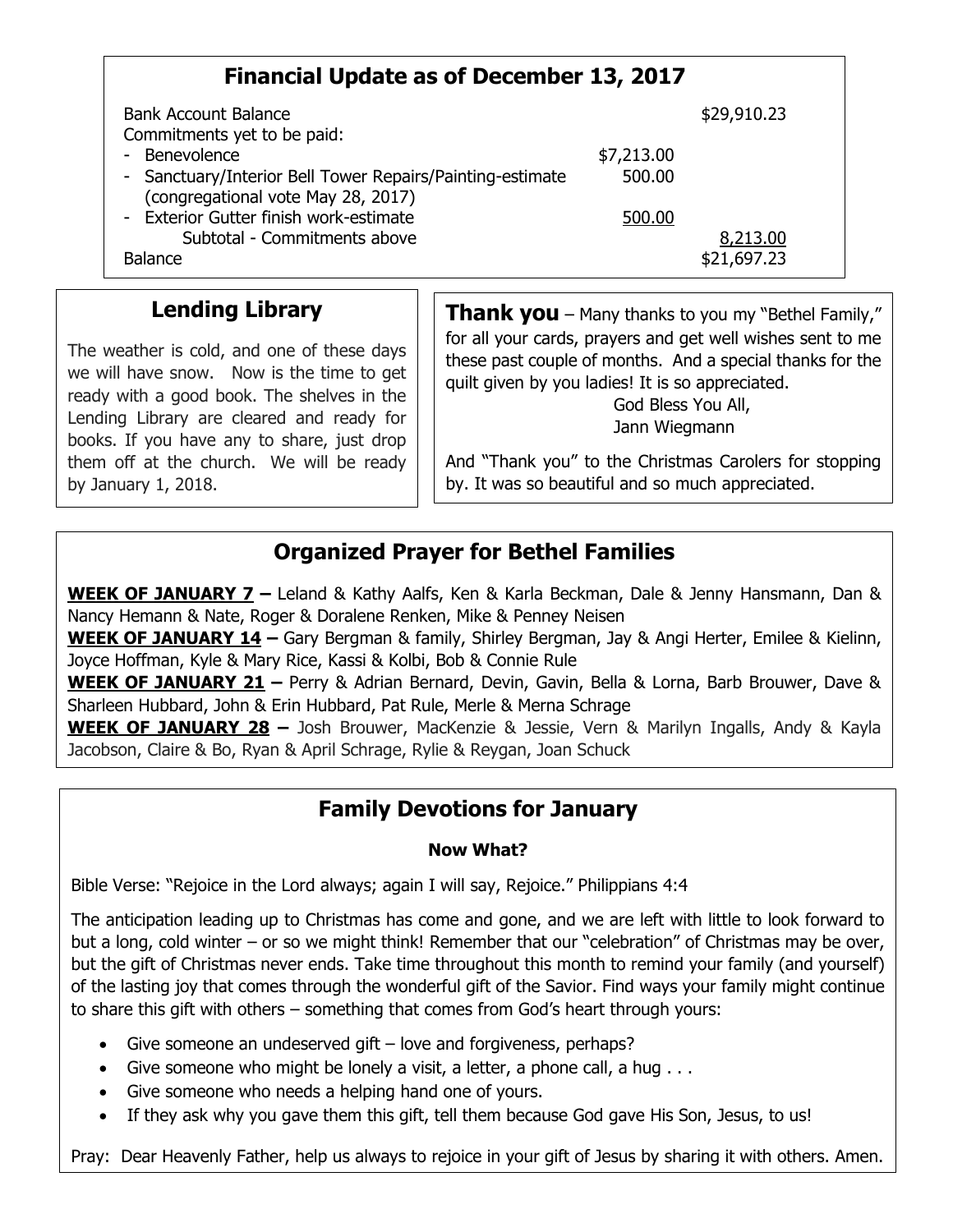## Financial Update as of December 13, 2017

| | | |
|---|---|---|
| Bank Account Balance | | $29,910.23 |
| Commitments yet to be paid: | | |
| - Benevolence | $7,213.00 | |
| - Sanctuary/Interior Bell Tower Repairs/Painting-estimate (congregational vote May 28, 2017) | 500.00 | |
| - Exterior Gutter finish work-estimate | 500.00 | |
| Subtotal - Commitments above | | 8,213.00 |
| Balance | | $21,697.23 |

## Lending Library

The weather is cold, and one of these days we will have snow. Now is the time to get ready with a good book. The shelves in the Lending Library are cleared and ready for books. If you have any to share, just drop them off at the church. We will be ready by January 1, 2018.

**Thank you** – Many thanks to you my "Bethel Family," for all your cards, prayers and get well wishes sent to me these past couple of months. And a special thanks for the quilt given by you ladies! It is so appreciated.

God Bless You All,
Jann Wiegmann

And "Thank you" to the Christmas Carolers for stopping by. It was so beautiful and so much appreciated.

## Organized Prayer for Bethel Families

**WEEK OF JANUARY 7 –** Leland & Kathy Aalfs, Ken & Karla Beckman, Dale & Jenny Hansmann, Dan & Nancy Hemann & Nate, Roger & Doralene Renken, Mike & Penney Neisen

**WEEK OF JANUARY 14 –** Gary Bergman & family, Shirley Bergman, Jay & Angi Herter, Emilee & Kielinn, Joyce Hoffman, Kyle & Mary Rice, Kassi & Kolbi, Bob & Connie Rule

**WEEK OF JANUARY 21 –** Perry & Adrian Bernard, Devin, Gavin, Bella & Lorna, Barb Brouwer, Dave & Sharleen Hubbard, John & Erin Hubbard, Pat Rule, Merle & Merna Schrage

**WEEK OF JANUARY 28 –** Josh Brouwer, MacKenzie & Jessie, Vern & Marilyn Ingalls, Andy & Kayla Jacobson, Claire & Bo, Ryan & April Schrage, Rylie & Reygan, Joan Schuck

## Family Devotions for January

**Now What?**

Bible Verse: "Rejoice in the Lord always; again I will say, Rejoice." Philippians 4:4

The anticipation leading up to Christmas has come and gone, and we are left with little to look forward to but a long, cold winter – or so we might think! Remember that our "celebration" of Christmas may be over, but the gift of Christmas never ends. Take time throughout this month to remind your family (and yourself) of the lasting joy that comes through the wonderful gift of the Savior. Find ways your family might continue to share this gift with others – something that comes from God's heart through yours:

- Give someone an undeserved gift – love and forgiveness, perhaps?
- Give someone who might be lonely a visit, a letter, a phone call, a hug . . .
- Give someone who needs a helping hand one of yours.
- If they ask why you gave them this gift, tell them because God gave His Son, Jesus, to us!

Pray: Dear Heavenly Father, help us always to rejoice in your gift of Jesus by sharing it with others. Amen.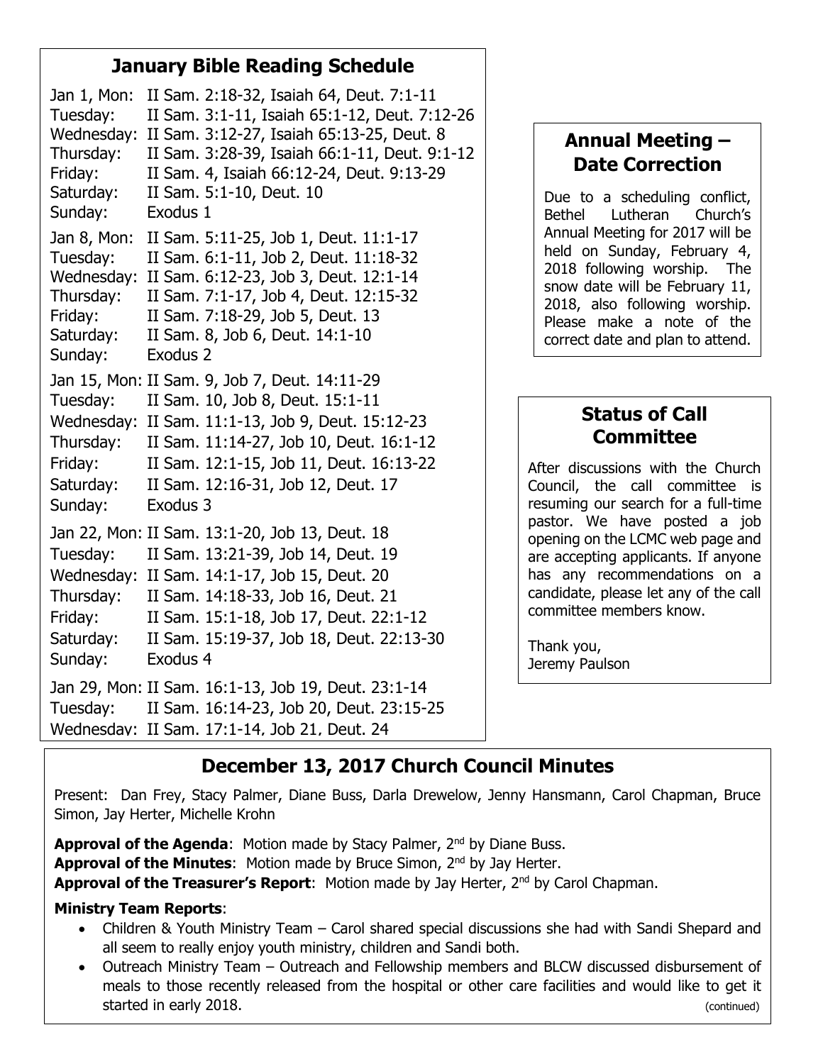## January Bible Reading Schedule

Jan 1, Mon: II Sam. 2:18-32, Isaiah 64, Deut. 7:1-11
Tuesday: II Sam. 3:1-11, Isaiah 65:1-12, Deut. 7:12-26
Wednesday: II Sam. 3:12-27, Isaiah 65:13-25, Deut. 8
Thursday: II Sam. 3:28-39, Isaiah 66:1-11, Deut. 9:1-12
Friday: II Sam. 4, Isaiah 66:12-24, Deut. 9:13-29
Saturday: II Sam. 5:1-10, Deut. 10
Sunday: Exodus 1

Jan 8, Mon: II Sam. 5:11-25, Job 1, Deut. 11:1-17
Tuesday: II Sam. 6:1-11, Job 2, Deut. 11:18-32
Wednesday: II Sam. 6:12-23, Job 3, Deut. 12:1-14
Thursday: II Sam. 7:1-17, Job 4, Deut. 12:15-32
Friday: II Sam. 7:18-29, Job 5, Deut. 13
Saturday: II Sam. 8, Job 6, Deut. 14:1-10
Sunday: Exodus 2

Jan 15, Mon: II Sam. 9, Job 7, Deut. 14:11-29
Tuesday: II Sam. 10, Job 8, Deut. 15:1-11
Wednesday: II Sam. 11:1-13, Job 9, Deut. 15:12-23
Thursday: II Sam. 11:14-27, Job 10, Deut. 16:1-12
Friday: II Sam. 12:1-15, Job 11, Deut. 16:13-22
Saturday: II Sam. 12:16-31, Job 12, Deut. 17
Sunday: Exodus 3

Jan 22, Mon: II Sam. 13:1-20, Job 13, Deut. 18
Tuesday: II Sam. 13:21-39, Job 14, Deut. 19
Wednesday: II Sam. 14:1-17, Job 15, Deut. 20
Thursday: II Sam. 14:18-33, Job 16, Deut. 21
Friday: II Sam. 15:1-18, Job 17, Deut. 22:1-12
Saturday: II Sam. 15:19-37, Job 18, Deut. 22:13-30
Sunday: Exodus 4

Jan 29, Mon: II Sam. 16:1-13, Job 19, Deut. 23:1-14
Tuesday: II Sam. 16:14-23, Job 20, Deut. 23:15-25
Wednesday: II Sam. 17:1-14, Job 21, Deut. 24

## Annual Meeting – Date Correction

Due to a scheduling conflict, Bethel Lutheran Church's Annual Meeting for 2017 will be held on Sunday, February 4, 2018 following worship. The snow date will be February 11, 2018, also following worship. Please make a note of the correct date and plan to attend.

## Status of Call Committee

After discussions with the Church Council, the call committee is resuming our search for a full-time pastor. We have posted a job opening on the LCMC web page and are accepting applicants. If anyone has any recommendations on a candidate, please let any of the call committee members know.

Thank you,
Jeremy Paulson

## December 13, 2017 Church Council Minutes

Present: Dan Frey, Stacy Palmer, Diane Buss, Darla Drewelow, Jenny Hansmann, Carol Chapman, Bruce Simon, Jay Herter, Michelle Krohn

**Approval of the Agenda**: Motion made by Stacy Palmer, 2nd by Diane Buss.
**Approval of the Minutes**: Motion made by Bruce Simon, 2nd by Jay Herter.
**Approval of the Treasurer's Report**: Motion made by Jay Herter, 2nd by Carol Chapman.

**Ministry Team Reports**:

- Children & Youth Ministry Team – Carol shared special discussions she had with Sandi Shepard and all seem to really enjoy youth ministry, children and Sandi both.
- Outreach Ministry Team – Outreach and Fellowship members and BLCW discussed disbursement of meals to those recently released from the hospital or other care facilities and would like to get it started in early 2018.

(continued)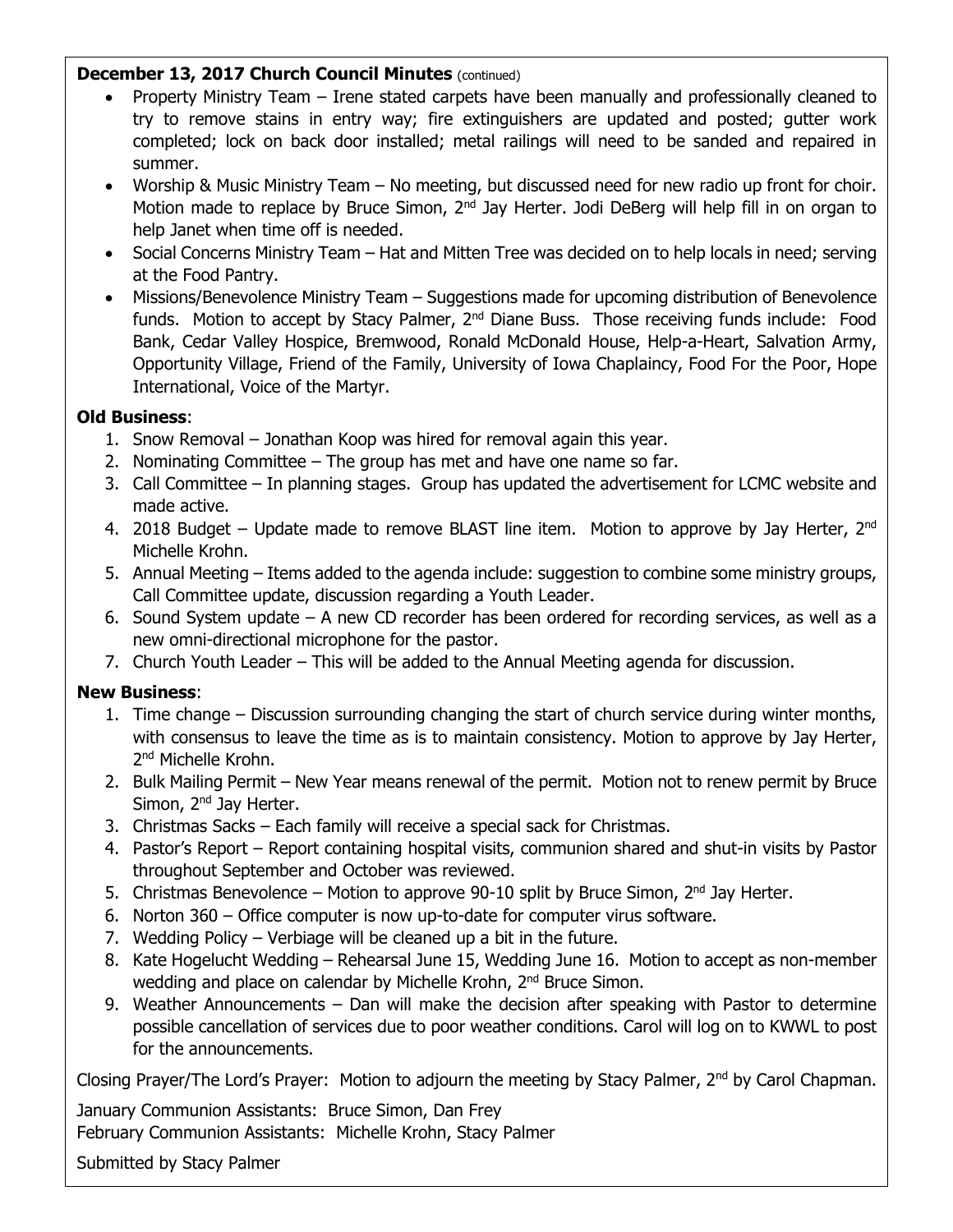**December 13, 2017 Church Council Minutes** (continued)

- Property Ministry Team – Irene stated carpets have been manually and professionally cleaned to try to remove stains in entry way; fire extinguishers are updated and posted; gutter work completed; lock on back door installed; metal railings will need to be sanded and repaired in summer.
- Worship & Music Ministry Team – No meeting, but discussed need for new radio up front for choir. Motion made to replace by Bruce Simon, 2nd Jay Herter. Jodi DeBerg will help fill in on organ to help Janet when time off is needed.
- Social Concerns Ministry Team – Hat and Mitten Tree was decided on to help locals in need; serving at the Food Pantry.
- Missions/Benevolence Ministry Team – Suggestions made for upcoming distribution of Benevolence funds. Motion to accept by Stacy Palmer, 2nd Diane Buss. Those receiving funds include: Food Bank, Cedar Valley Hospice, Bremwood, Ronald McDonald House, Help-a-Heart, Salvation Army, Opportunity Village, Friend of the Family, University of Iowa Chaplaincy, Food For the Poor, Hope International, Voice of the Martyr.

**Old Business**:

1. Snow Removal – Jonathan Koop was hired for removal again this year.
2. Nominating Committee – The group has met and have one name so far.
3. Call Committee – In planning stages. Group has updated the advertisement for LCMC website and made active.
4. 2018 Budget – Update made to remove BLAST line item. Motion to approve by Jay Herter, 2nd Michelle Krohn.
5. Annual Meeting – Items added to the agenda include: suggestion to combine some ministry groups, Call Committee update, discussion regarding a Youth Leader.
6. Sound System update – A new CD recorder has been ordered for recording services, as well as a new omni-directional microphone for the pastor.
7. Church Youth Leader – This will be added to the Annual Meeting agenda for discussion.

**New Business**:

1. Time change – Discussion surrounding changing the start of church service during winter months, with consensus to leave the time as is to maintain consistency. Motion to approve by Jay Herter, 2nd Michelle Krohn.
2. Bulk Mailing Permit – New Year means renewal of the permit. Motion not to renew permit by Bruce Simon, 2nd Jay Herter.
3. Christmas Sacks – Each family will receive a special sack for Christmas.
4. Pastor's Report – Report containing hospital visits, communion shared and shut-in visits by Pastor throughout September and October was reviewed.
5. Christmas Benevolence – Motion to approve 90-10 split by Bruce Simon, 2nd Jay Herter.
6. Norton 360 – Office computer is now up-to-date for computer virus software.
7. Wedding Policy – Verbiage will be cleaned up a bit in the future.
8. Kate Hogelucht Wedding – Rehearsal June 15, Wedding June 16. Motion to accept as non-member wedding and place on calendar by Michelle Krohn, 2nd Bruce Simon.
9. Weather Announcements – Dan will make the decision after speaking with Pastor to determine possible cancellation of services due to poor weather conditions. Carol will log on to KWWL to post for the announcements.

Closing Prayer/The Lord's Prayer: Motion to adjourn the meeting by Stacy Palmer, 2nd by Carol Chapman.

January Communion Assistants: Bruce Simon, Dan Frey
February Communion Assistants: Michelle Krohn, Stacy Palmer

Submitted by Stacy Palmer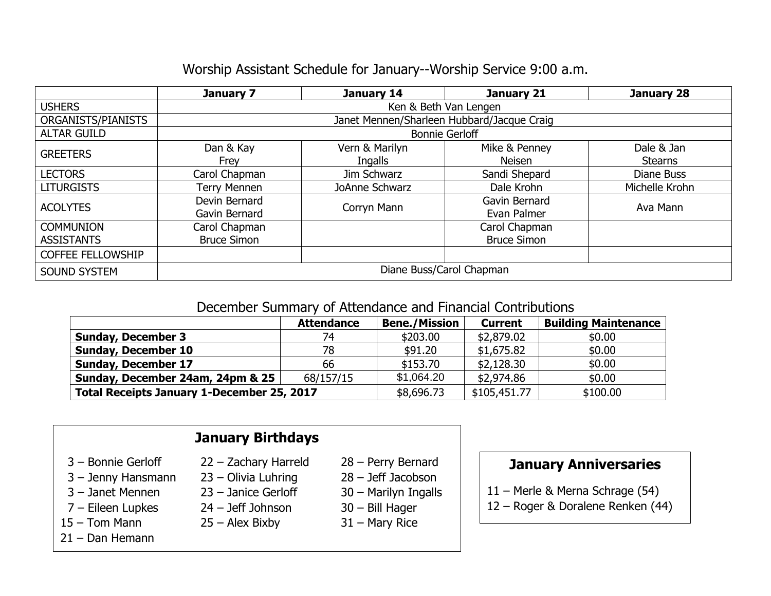## Worship Assistant Schedule for January--Worship Service 9:00 a.m.

| | January 7 | January 14 | January 21 | January 28 |
|---|---|---|---|---|
| USHERS | Ken & Beth Van Lengen | | | |
| ORGANISTS/PIANISTS | Janet Mennen/Sharleen Hubbard/Jacque Craig | | | |
| ALTAR GUILD | Bonnie Gerloff | | | |
| GREETERS | Dan & Kay Frey | Vern & Marilyn Ingalls | Mike & Penney Neisen | Dale & Jan Stearns |
| LECTORS | Carol Chapman | Jim Schwarz | Sandi Shepard | Diane Buss |
| LITURGISTS | Terry Mennen | JoAnne Schwarz | Dale Krohn | Michelle Krohn |
| ACOLYTES | Devin Bernard Gavin Bernard | Corryn Mann | Gavin Bernard Evan Palmer | Ava Mann |
| COMMUNION ASSISTANTS | Carol Chapman Bruce Simon | | Carol Chapman Bruce Simon | |
| COFFEE FELLOWSHIP | | | | |
| SOUND SYSTEM | Diane Buss/Carol Chapman | | | |

## December Summary of Attendance and Financial Contributions

| | Attendance | Bene./Mission | Current | Building Maintenance |
|---|---|---|---|---|
| **Sunday, December 3** | 74 | $203.00 | $2,879.02 | $0.00 |
| **Sunday, December 10** | 78 | $91.20 | $1,675.82 | $0.00 |
| **Sunday, December 17** | 66 | $153.70 | $2,128.30 | $0.00 |
| **Sunday, December 24am, 24pm & 25** | 68/157/15 | $1,064.20 | $2,974.86 | $0.00 |
| **Total Receipts January 1-December 25, 2017** | | $8,696.73 | $105,451.77 | $100.00 |

### January Birthdays

3 – Bonnie Gerloff
3 – Jenny Hansmann
3 – Janet Mennen
7 – Eileen Lupkes
15 – Tom Mann
21 – Dan Hemann
22 – Zachary Harreld
23 – Olivia Luhring
23 – Janice Gerloff
24 – Jeff Johnson
25 – Alex Bixby
28 – Perry Bernard
28 – Jeff Jacobson
30 – Marilyn Ingalls
30 – Bill Hager
31 – Mary Rice

### January Anniversaries

11 – Merle & Merna Schrage (54)
12 – Roger & Doralene Renken (44)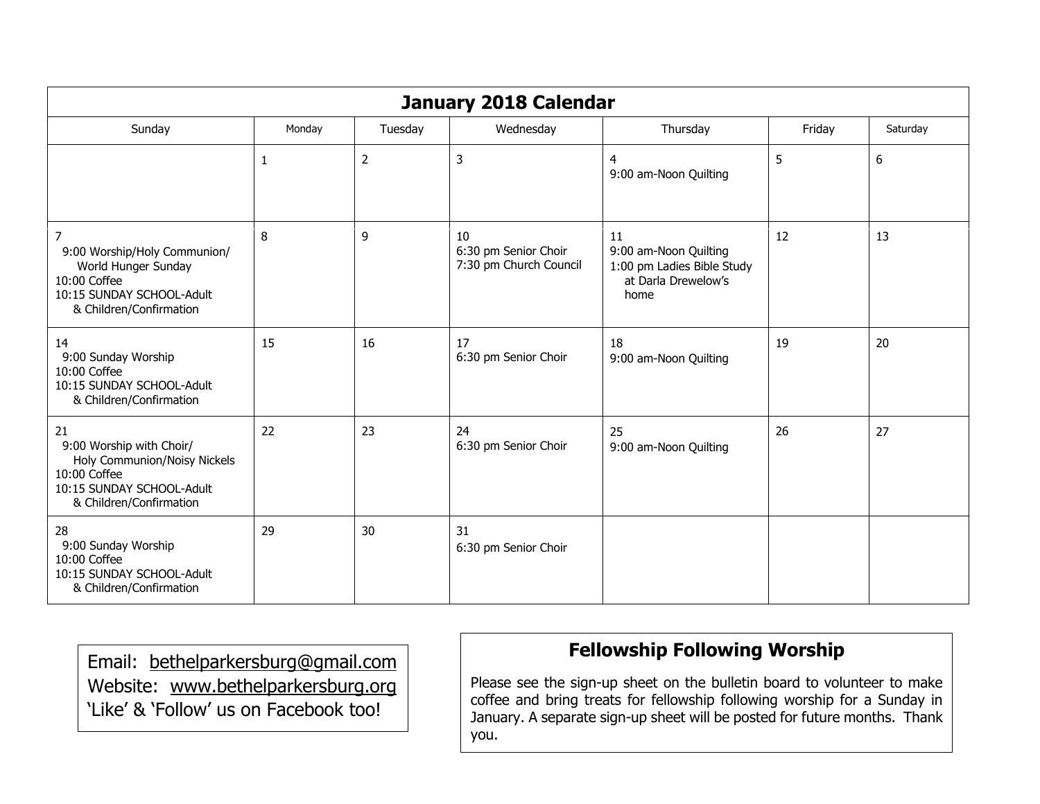## January 2018 Calendar

| Sunday | Monday | Tuesday | Wednesday | Thursday | Friday | Saturday |
|---|---|---|---|---|---|---|
| | 1 | 2 | 3 | 4<br>9:00 am-Noon Quilting | 5 | 6 |
| 7<br>9:00 Worship/Holy Communion/ World Hunger Sunday<br>10:00 Coffee<br>10:15 SUNDAY SCHOOL-Adult & Children/Confirmation | 8 | 9 | 10<br>6:30 pm Senior Choir<br>7:30 pm Church Council | 11<br>9:00 am-Noon Quilting<br>1:00 pm Ladies Bible Study at Darla Drewelow's home | 12 | 13 |
| 14<br>9:00 Sunday Worship<br>10:00 Coffee<br>10:15 SUNDAY SCHOOL-Adult & Children/Confirmation | 15 | 16 | 17<br>6:30 pm Senior Choir | 18<br>9:00 am-Noon Quilting | 19 | 20 |
| 21<br>9:00 Worship with Choir/ Holy Communion/Noisy Nickels<br>10:00 Coffee<br>10:15 SUNDAY SCHOOL-Adult & Children/Confirmation | 22 | 23 | 24<br>6:30 pm Senior Choir | 25<br>9:00 am-Noon Quilting | 26 | 27 |
| 28<br>9:00 Sunday Worship<br>10:00 Coffee<br>10:15 SUNDAY SCHOOL-Adult & Children/Confirmation | 29 | 30 | 31<br>6:30 pm Senior Choir | | | |

Email: bethelparkersburg@gmail.com
Website: www.bethelparkersburg.org
'Like' & 'Follow' us on Facebook too!

### Fellowship Following Worship

Please see the sign-up sheet on the bulletin board to volunteer to make coffee and bring treats for fellowship following worship for a Sunday in January. A separate sign-up sheet will be posted for future months. Thank you.